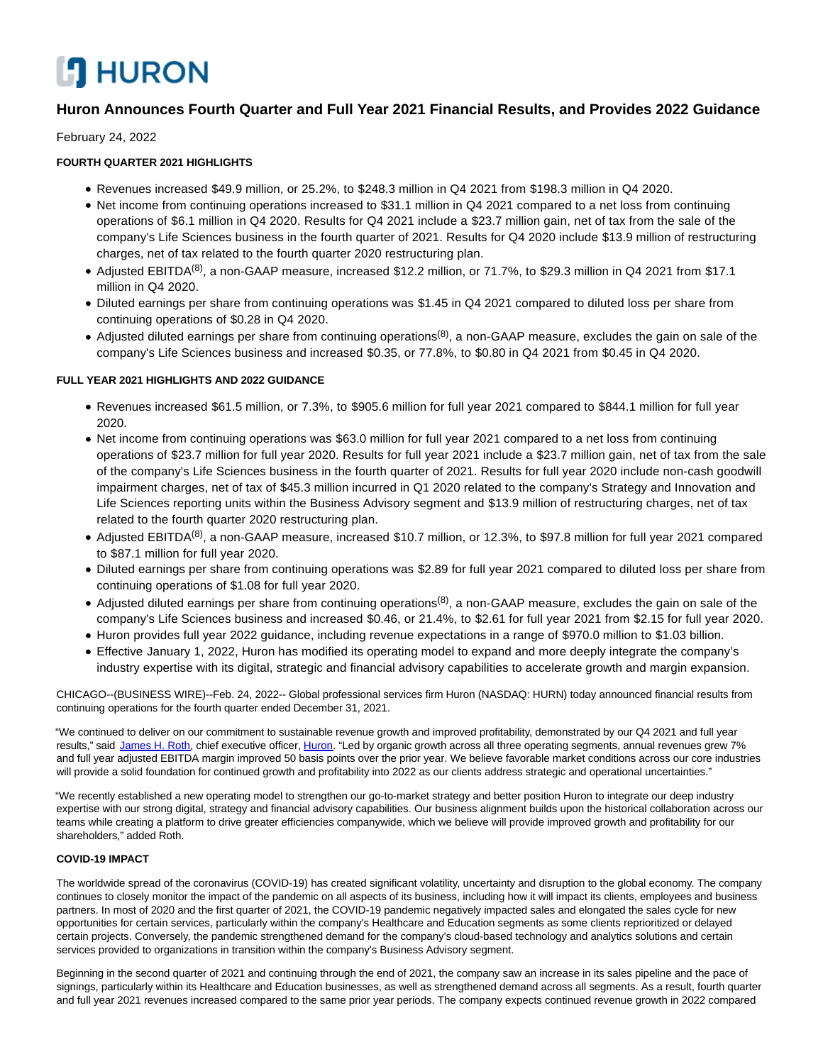# Huron Announces Fourth Quarter and Full Year 2021 Financial Results, and Provides 2022 Guidance

February 24, 2022

**FOURTH QUARTER 2021 HIGHLIGHTS**

- Revenues increased $49.9 million, or 25.2%, to $248.3 million in Q4 2021 from $198.3 million in Q4 2020.
- Net income from continuing operations increased to $31.1 million in Q4 2021 compared to a net loss from continuing operations of $6.1 million in Q4 2020. Results for Q4 2021 include a $23.7 million gain, net of tax from the sale of the company's Life Sciences business in the fourth quarter of 2021. Results for Q4 2020 include $13.9 million of restructuring charges, net of tax related to the fourth quarter 2020 restructuring plan.
- Adjusted EBITDA(8), a non-GAAP measure, increased $12.2 million, or 71.7%, to $29.3 million in Q4 2021 from $17.1 million in Q4 2020.
- Diluted earnings per share from continuing operations was $1.45 in Q4 2021 compared to diluted loss per share from continuing operations of $0.28 in Q4 2020.
- Adjusted diluted earnings per share from continuing operations(8), a non-GAAP measure, excludes the gain on sale of the company's Life Sciences business and increased $0.35, or 77.8%, to $0.80 in Q4 2021 from $0.45 in Q4 2020.

**FULL YEAR 2021 HIGHLIGHTS AND 2022 GUIDANCE**

- Revenues increased $61.5 million, or 7.3%, to $905.6 million for full year 2021 compared to $844.1 million for full year 2020.
- Net income from continuing operations was $63.0 million for full year 2021 compared to a net loss from continuing operations of $23.7 million for full year 2020. Results for full year 2021 include a $23.7 million gain, net of tax from the sale of the company's Life Sciences business in the fourth quarter of 2021. Results for full year 2020 include non-cash goodwill impairment charges, net of tax of $45.3 million incurred in Q1 2020 related to the company's Strategy and Innovation and Life Sciences reporting units within the Business Advisory segment and $13.9 million of restructuring charges, net of tax related to the fourth quarter 2020 restructuring plan.
- Adjusted EBITDA(8), a non-GAAP measure, increased $10.7 million, or 12.3%, to $97.8 million for full year 2021 compared to $87.1 million for full year 2020.
- Diluted earnings per share from continuing operations was $2.89 for full year 2021 compared to diluted loss per share from continuing operations of $1.08 for full year 2020.
- Adjusted diluted earnings per share from continuing operations(8), a non-GAAP measure, excludes the gain on sale of the company's Life Sciences business and increased $0.46, or 21.4%, to $2.61 for full year 2021 from $2.15 for full year 2020.
- Huron provides full year 2022 guidance, including revenue expectations in a range of $970.0 million to $1.03 billion.
- Effective January 1, 2022, Huron has modified its operating model to expand and more deeply integrate the company's industry expertise with its digital, strategic and financial advisory capabilities to accelerate growth and margin expansion.

CHICAGO--(BUSINESS WIRE)--Feb. 24, 2022-- Global professional services firm Huron (NASDAQ: HURN) today announced financial results from continuing operations for the fourth quarter ended December 31, 2021.

"We continued to deliver on our commitment to sustainable revenue growth and improved profitability, demonstrated by our Q4 2021 and full year results," said James H. Roth, chief executive officer, Huron. "Led by organic growth across all three operating segments, annual revenues grew 7% and full year adjusted EBITDA margin improved 50 basis points over the prior year. We believe favorable market conditions across our core industries will provide a solid foundation for continued growth and profitability into 2022 as our clients address strategic and operational uncertainties."

"We recently established a new operating model to strengthen our go-to-market strategy and better position Huron to integrate our deep industry expertise with our strong digital, strategy and financial advisory capabilities. Our business alignment builds upon the historical collaboration across our teams while creating a platform to drive greater efficiencies companywide, which we believe will provide improved growth and profitability for our shareholders," added Roth.

**COVID-19 IMPACT**

The worldwide spread of the coronavirus (COVID-19) has created significant volatility, uncertainty and disruption to the global economy. The company continues to closely monitor the impact of the pandemic on all aspects of its business, including how it will impact its clients, employees and business partners. In most of 2020 and the first quarter of 2021, the COVID-19 pandemic negatively impacted sales and elongated the sales cycle for new opportunities for certain services, particularly within the company's Healthcare and Education segments as some clients reprioritized or delayed certain projects. Conversely, the pandemic strengthened demand for the company's cloud-based technology and analytics solutions and certain services provided to organizations in transition within the company's Business Advisory segment.

Beginning in the second quarter of 2021 and continuing through the end of 2021, the company saw an increase in its sales pipeline and the pace of signings, particularly within its Healthcare and Education businesses, as well as strengthened demand across all segments. As a result, fourth quarter and full year 2021 revenues increased compared to the same prior year periods. The company expects continued revenue growth in 2022 compared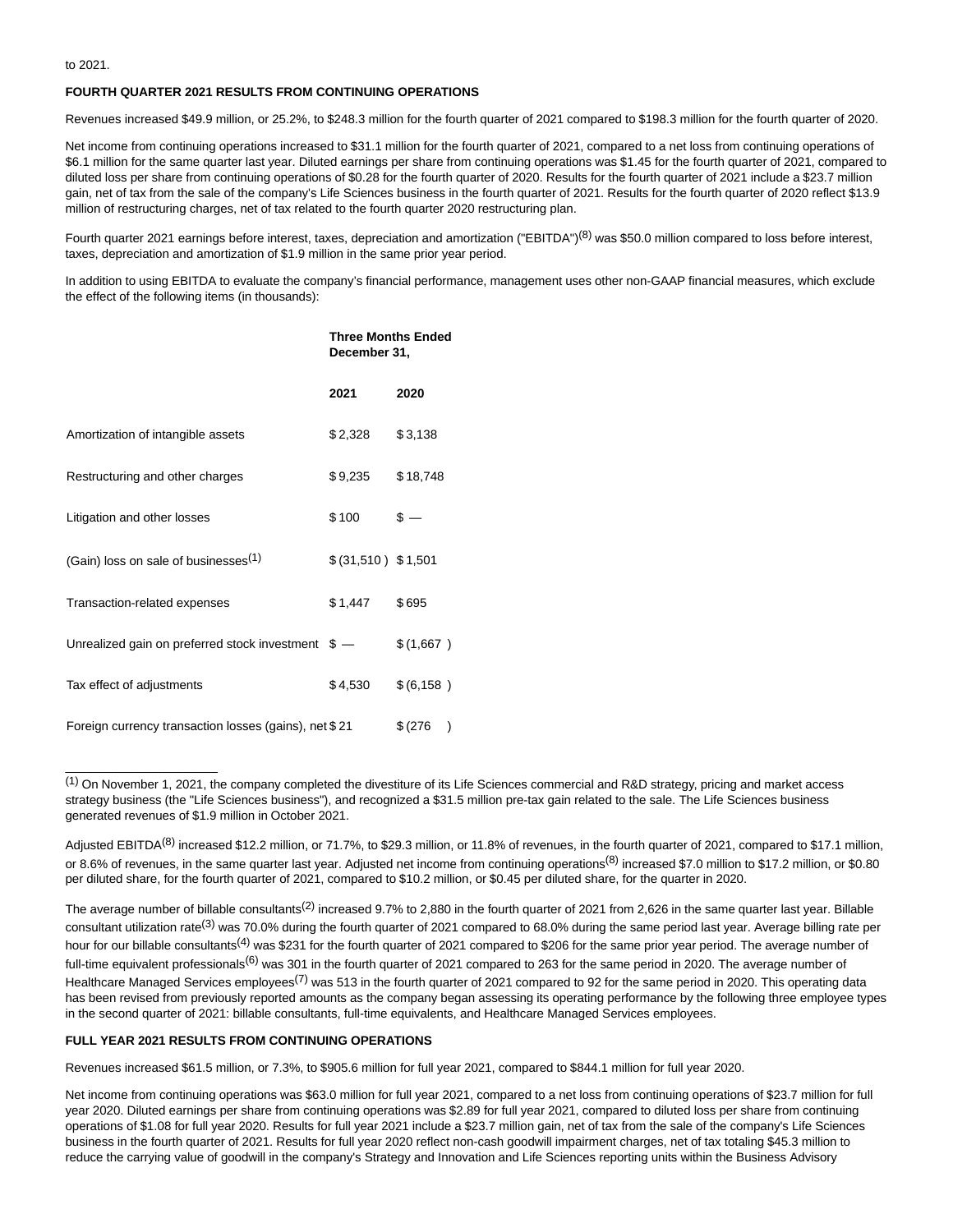to 2021.

**FOURTH QUARTER 2021 RESULTS FROM CONTINUING OPERATIONS**

Revenues increased $49.9 million, or 25.2%, to $248.3 million for the fourth quarter of 2021 compared to $198.3 million for the fourth quarter of 2020.

Net income from continuing operations increased to $31.1 million for the fourth quarter of 2021, compared to a net loss from continuing operations of $6.1 million for the same quarter last year. Diluted earnings per share from continuing operations was $1.45 for the fourth quarter of 2021, compared to diluted loss per share from continuing operations of $0.28 for the fourth quarter of 2020. Results for the fourth quarter of 2021 include a $23.7 million gain, net of tax from the sale of the company's Life Sciences business in the fourth quarter of 2021. Results for the fourth quarter of 2020 reflect $13.9 million of restructuring charges, net of tax related to the fourth quarter 2020 restructuring plan.

Fourth quarter 2021 earnings before interest, taxes, depreciation and amortization ("EBITDA")[8] was $50.0 million compared to loss before interest, taxes, depreciation and amortization of $1.9 million in the same prior year period.

In addition to using EBITDA to evaluate the company's financial performance, management uses other non-GAAP financial measures, which exclude the effect of the following items (in thousands):

| | Three Months Ended December 31, | |
|---|---|---|
| | 2021 | 2020 |
| Amortization of intangible assets | $ 2,328 | $ 3,138 |
| Restructuring and other charges | $ 9,235 | $ 18,748 |
| Litigation and other losses | $ 100 | $ — |
| (Gain) loss on sale of businesses[1] | $ (31,510 ) | $ 1,501 |
| Transaction-related expenses | $ 1,447 | $ 695 |
| Unrealized gain on preferred stock investment | $ — | $ (1,667 ) |
| Tax effect of adjustments | $ 4,530 | $ (6,158 ) |
| Foreign currency transaction losses (gains), net | $ 21 | $ (276 ) |

[1] On November 1, 2021, the company completed the divestiture of its Life Sciences commercial and R&D strategy, pricing and market access strategy business (the "Life Sciences business"), and recognized a $31.5 million pre-tax gain related to the sale. The Life Sciences business generated revenues of $1.9 million in October 2021.

Adjusted EBITDA[8] increased $12.2 million, or 71.7%, to $29.3 million, or 11.8% of revenues, in the fourth quarter of 2021, compared to $17.1 million, or 8.6% of revenues, in the same quarter last year. Adjusted net income from continuing operations[8] increased $7.0 million to $17.2 million, or $0.80 per diluted share, for the fourth quarter of 2021, compared to $10.2 million, or $0.45 per diluted share, for the quarter in 2020.

The average number of billable consultants[2] increased 9.7% to 2,880 in the fourth quarter of 2021 from 2,626 in the same quarter last year. Billable consultant utilization rate[3] was 70.0% during the fourth quarter of 2021 compared to 68.0% during the same period last year. Average billing rate per hour for our billable consultants[4] was $231 for the fourth quarter of 2021 compared to $206 for the same prior year period. The average number of full-time equivalent professionals[6] was 301 in the fourth quarter of 2021 compared to 263 for the same period in 2020. The average number of Healthcare Managed Services employees[7] was 513 in the fourth quarter of 2021 compared to 92 for the same period in 2020. This operating data has been revised from previously reported amounts as the company began assessing its operating performance by the following three employee types in the second quarter of 2021: billable consultants, full-time equivalents, and Healthcare Managed Services employees.

**FULL YEAR 2021 RESULTS FROM CONTINUING OPERATIONS**

Revenues increased $61.5 million, or 7.3%, to $905.6 million for full year 2021, compared to $844.1 million for full year 2020.

Net income from continuing operations was $63.0 million for full year 2021, compared to a net loss from continuing operations of $23.7 million for full year 2020. Diluted earnings per share from continuing operations was $2.89 for full year 2021, compared to diluted loss per share from continuing operations of $1.08 for full year 2020. Results for full year 2021 include a $23.7 million gain, net of tax from the sale of the company's Life Sciences business in the fourth quarter of 2021. Results for full year 2020 reflect non-cash goodwill impairment charges, net of tax totaling $45.3 million to reduce the carrying value of goodwill in the company's Strategy and Innovation and Life Sciences reporting units within the Business Advisory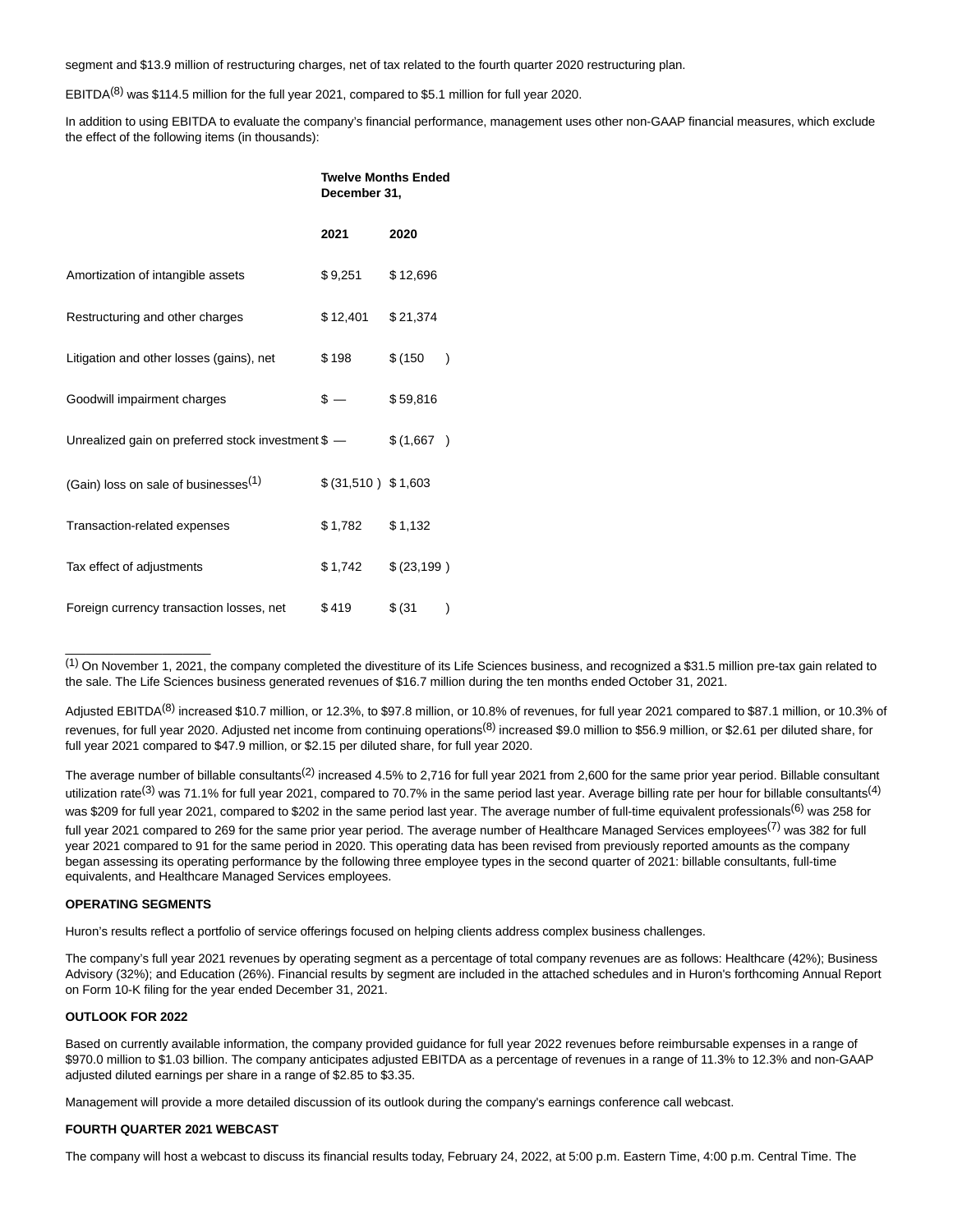segment and $13.9 million of restructuring charges, net of tax related to the fourth quarter 2020 restructuring plan.

EBITDA[8] was $114.5 million for the full year 2021, compared to $5.1 million for full year 2020.

In addition to using EBITDA to evaluate the company's financial performance, management uses other non-GAAP financial measures, which exclude the effect of the following items (in thousands):

| | Twelve Months Ended December 31, | |
|---|---|---|
| | 2021 | 2020 |
| Amortization of intangible assets | $ 9,251 | $ 12,696 |
| Restructuring and other charges | $ 12,401 | $ 21,374 |
| Litigation and other losses (gains), net | $ 198 | $ (150 ) |
| Goodwill impairment charges | $ — | $ 59,816 |
| Unrealized gain on preferred stock investment | $ — | $ (1,667 ) |
| (Gain) loss on sale of businesses[1] | $ (31,510 ) | $ 1,603 |
| Transaction-related expenses | $ 1,782 | $ 1,132 |
| Tax effect of adjustments | $ 1,742 | $ (23,199 ) |
| Foreign currency transaction losses, net | $ 419 | $ (31 ) |

___________________

[1] On November 1, 2021, the company completed the divestiture of its Life Sciences business, and recognized a $31.5 million pre-tax gain related to the sale. The Life Sciences business generated revenues of $16.7 million during the ten months ended October 31, 2021.

Adjusted EBITDA[8] increased $10.7 million, or 12.3%, to $97.8 million, or 10.8% of revenues, for full year 2021 compared to $87.1 million, or 10.3% of revenues, for full year 2020. Adjusted net income from continuing operations[8] increased $9.0 million to $56.9 million, or $2.61 per diluted share, for full year 2021 compared to $47.9 million, or $2.15 per diluted share, for full year 2020.

The average number of billable consultants[2] increased 4.5% to 2,716 for full year 2021 from 2,600 for the same prior year period. Billable consultant utilization rate[3] was 71.1% for full year 2021, compared to 70.7% in the same period last year. Average billing rate per hour for billable consultants[4] was $209 for full year 2021, compared to $202 in the same period last year. The average number of full-time equivalent professionals[6] was 258 for full year 2021 compared to 269 for the same prior year period. The average number of Healthcare Managed Services employees[7] was 382 for full year 2021 compared to 91 for the same period in 2020. This operating data has been revised from previously reported amounts as the company began assessing its operating performance by the following three employee types in the second quarter of 2021: billable consultants, full-time equivalents, and Healthcare Managed Services employees.

**OPERATING SEGMENTS**

Huron's results reflect a portfolio of service offerings focused on helping clients address complex business challenges.

The company's full year 2021 revenues by operating segment as a percentage of total company revenues are as follows: Healthcare (42%); Business Advisory (32%); and Education (26%). Financial results by segment are included in the attached schedules and in Huron's forthcoming Annual Report on Form 10-K filing for the year ended December 31, 2021.

**OUTLOOK FOR 2022**

Based on currently available information, the company provided guidance for full year 2022 revenues before reimbursable expenses in a range of $970.0 million to $1.03 billion. The company anticipates adjusted EBITDA as a percentage of revenues in a range of 11.3% to 12.3% and non-GAAP adjusted diluted earnings per share in a range of $2.85 to $3.35.

Management will provide a more detailed discussion of its outlook during the company's earnings conference call webcast.

**FOURTH QUARTER 2021 WEBCAST**

The company will host a webcast to discuss its financial results today, February 24, 2022, at 5:00 p.m. Eastern Time, 4:00 p.m. Central Time. The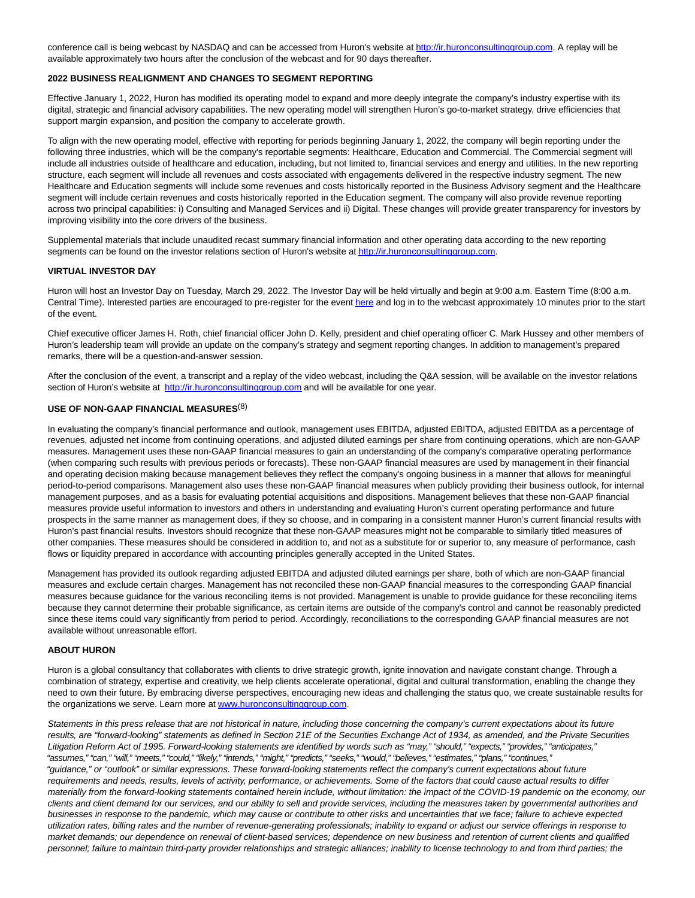conference call is being webcast by NASDAQ and can be accessed from Huron's website at http://ir.huronconsultinggroup.com. A replay will be available approximately two hours after the conclusion of the webcast and for 90 days thereafter.

**2022 BUSINESS REALIGNMENT AND CHANGES TO SEGMENT REPORTING**

Effective January 1, 2022, Huron has modified its operating model to expand and more deeply integrate the company's industry expertise with its digital, strategic and financial advisory capabilities. The new operating model will strengthen Huron's go-to-market strategy, drive efficiencies that support margin expansion, and position the company to accelerate growth.

To align with the new operating model, effective with reporting for periods beginning January 1, 2022, the company will begin reporting under the following three industries, which will be the company's reportable segments: Healthcare, Education and Commercial. The Commercial segment will include all industries outside of healthcare and education, including, but not limited to, financial services and energy and utilities. In the new reporting structure, each segment will include all revenues and costs associated with engagements delivered in the respective industry segment. The new Healthcare and Education segments will include some revenues and costs historically reported in the Business Advisory segment and the Healthcare segment will include certain revenues and costs historically reported in the Education segment. The company will also provide revenue reporting across two principal capabilities: i) Consulting and Managed Services and ii) Digital. These changes will provide greater transparency for investors by improving visibility into the core drivers of the business.

Supplemental materials that include unaudited recast summary financial information and other operating data according to the new reporting segments can be found on the investor relations section of Huron's website at http://ir.huronconsultinggroup.com.

**VIRTUAL INVESTOR DAY**

Huron will host an Investor Day on Tuesday, March 29, 2022. The Investor Day will be held virtually and begin at 9:00 a.m. Eastern Time (8:00 a.m. Central Time). Interested parties are encouraged to pre-register for the event here and log in to the webcast approximately 10 minutes prior to the start of the event.

Chief executive officer James H. Roth, chief financial officer John D. Kelly, president and chief operating officer C. Mark Hussey and other members of Huron's leadership team will provide an update on the company's strategy and segment reporting changes. In addition to management's prepared remarks, there will be a question-and-answer session.

After the conclusion of the event, a transcript and a replay of the video webcast, including the Q&A session, will be available on the investor relations section of Huron's website at http://ir.huronconsultinggroup.com and will be available for one year.

**USE OF NON-GAAP FINANCIAL MEASURES**(8)

In evaluating the company's financial performance and outlook, management uses EBITDA, adjusted EBITDA, adjusted EBITDA as a percentage of revenues, adjusted net income from continuing operations, and adjusted diluted earnings per share from continuing operations, which are non-GAAP measures. Management uses these non-GAAP financial measures to gain an understanding of the company's comparative operating performance (when comparing such results with previous periods or forecasts). These non-GAAP financial measures are used by management in their financial and operating decision making because management believes they reflect the company's ongoing business in a manner that allows for meaningful period-to-period comparisons. Management also uses these non-GAAP financial measures when publicly providing their business outlook, for internal management purposes, and as a basis for evaluating potential acquisitions and dispositions. Management believes that these non-GAAP financial measures provide useful information to investors and others in understanding and evaluating Huron's current operating performance and future prospects in the same manner as management does, if they so choose, and in comparing in a consistent manner Huron's current financial results with Huron's past financial results. Investors should recognize that these non-GAAP measures might not be comparable to similarly titled measures of other companies. These measures should be considered in addition to, and not as a substitute for or superior to, any measure of performance, cash flows or liquidity prepared in accordance with accounting principles generally accepted in the United States.

Management has provided its outlook regarding adjusted EBITDA and adjusted diluted earnings per share, both of which are non-GAAP financial measures and exclude certain charges. Management has not reconciled these non-GAAP financial measures to the corresponding GAAP financial measures because guidance for the various reconciling items is not provided. Management is unable to provide guidance for these reconciling items because they cannot determine their probable significance, as certain items are outside of the company's control and cannot be reasonably predicted since these items could vary significantly from period to period. Accordingly, reconciliations to the corresponding GAAP financial measures are not available without unreasonable effort.

**ABOUT HURON**

Huron is a global consultancy that collaborates with clients to drive strategic growth, ignite innovation and navigate constant change. Through a combination of strategy, expertise and creativity, we help clients accelerate operational, digital and cultural transformation, enabling the change they need to own their future. By embracing diverse perspectives, encouraging new ideas and challenging the status quo, we create sustainable results for the organizations we serve. Learn more at www.huronconsultinggroup.com.

*Statements in this press release that are not historical in nature, including those concerning the company's current expectations about its future results, are "forward-looking" statements as defined in Section 21E of the Securities Exchange Act of 1934, as amended, and the Private Securities Litigation Reform Act of 1995. Forward-looking statements are identified by words such as "may," "should," "expects," "provides," "anticipates," "assumes," "can," "will," "meets," "could," "likely," "intends," "might," "predicts," "seeks," "would," "believes," "estimates," "plans," "continues," "guidance," or "outlook" or similar expressions. These forward-looking statements reflect the company's current expectations about future requirements and needs, results, levels of activity, performance, or achievements. Some of the factors that could cause actual results to differ materially from the forward-looking statements contained herein include, without limitation: the impact of the COVID-19 pandemic on the economy, our clients and client demand for our services, and our ability to sell and provide services, including the measures taken by governmental authorities and businesses in response to the pandemic, which may cause or contribute to other risks and uncertainties that we face; failure to achieve expected utilization rates, billing rates and the number of revenue-generating professionals; inability to expand or adjust our service offerings in response to market demands; our dependence on renewal of client-based services; dependence on new business and retention of current clients and qualified personnel; failure to maintain third-party provider relationships and strategic alliances; inability to license technology to and from third parties; the*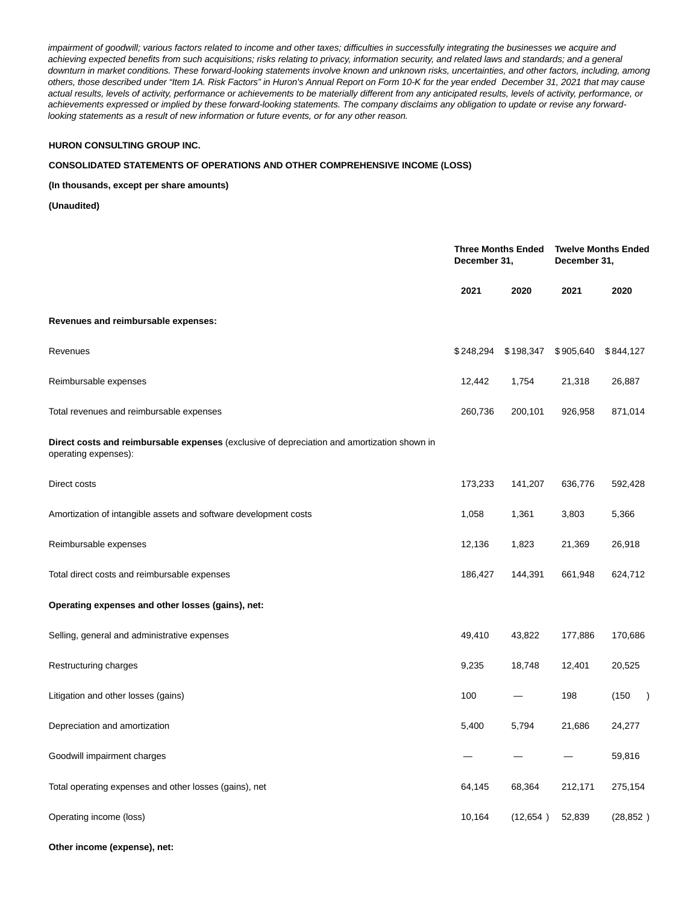*impairment of goodwill; various factors related to income and other taxes; difficulties in successfully integrating the businesses we acquire and achieving expected benefits from such acquisitions; risks relating to privacy, information security, and related laws and standards; and a general downturn in market conditions. These forward-looking statements involve known and unknown risks, uncertainties, and other factors, including, among others, those described under "Item 1A. Risk Factors" in Huron's Annual Report on Form 10-K for the year ended December 31, 2021 that may cause actual results, levels of activity, performance or achievements to be materially different from any anticipated results, levels of activity, performance, or achievements expressed or implied by these forward-looking statements. The company disclaims any obligation to update or revise any forward-looking statements as a result of new information or future events, or for any other reason.*

**HURON CONSULTING GROUP INC.**

**CONSOLIDATED STATEMENTS OF OPERATIONS AND OTHER COMPREHENSIVE INCOME (LOSS)**

**(In thousands, except per share amounts)**

**(Unaudited)**

| | **Three Months Ended December 31,** | | **Twelve Months Ended December 31,** | |
|---|---|---|---|---|
| | **2021** | **2020** | **2021** | **2020** |
| **Revenues and reimbursable expenses:** | | | | |
| Revenues | $ 248,294 | $ 198,347 | $ 905,640 | $ 844,127 |
| Reimbursable expenses | 12,442 | 1,754 | 21,318 | 26,887 |
| Total revenues and reimbursable expenses | 260,736 | 200,101 | 926,958 | 871,014 |
| **Direct costs and reimbursable expenses** (exclusive of depreciation and amortization shown in operating expenses): | | | | |
| Direct costs | 173,233 | 141,207 | 636,776 | 592,428 |
| Amortization of intangible assets and software development costs | 1,058 | 1,361 | 3,803 | 5,366 |
| Reimbursable expenses | 12,136 | 1,823 | 21,369 | 26,918 |
| Total direct costs and reimbursable expenses | 186,427 | 144,391 | 661,948 | 624,712 |
| **Operating expenses and other losses (gains), net:** | | | | |
| Selling, general and administrative expenses | 49,410 | 43,822 | 177,886 | 170,686 |
| Restructuring charges | 9,235 | 18,748 | 12,401 | 20,525 |
| Litigation and other losses (gains) | 100 | — | 198 | (150 ) |
| Depreciation and amortization | 5,400 | 5,794 | 21,686 | 24,277 |
| Goodwill impairment charges | — | — | — | 59,816 |
| Total operating expenses and other losses (gains), net | 64,145 | 68,364 | 212,171 | 275,154 |
| Operating income (loss) | 10,164 | (12,654 ) | 52,839 | (28,852 ) |
| **Other income (expense), net:** | | | | |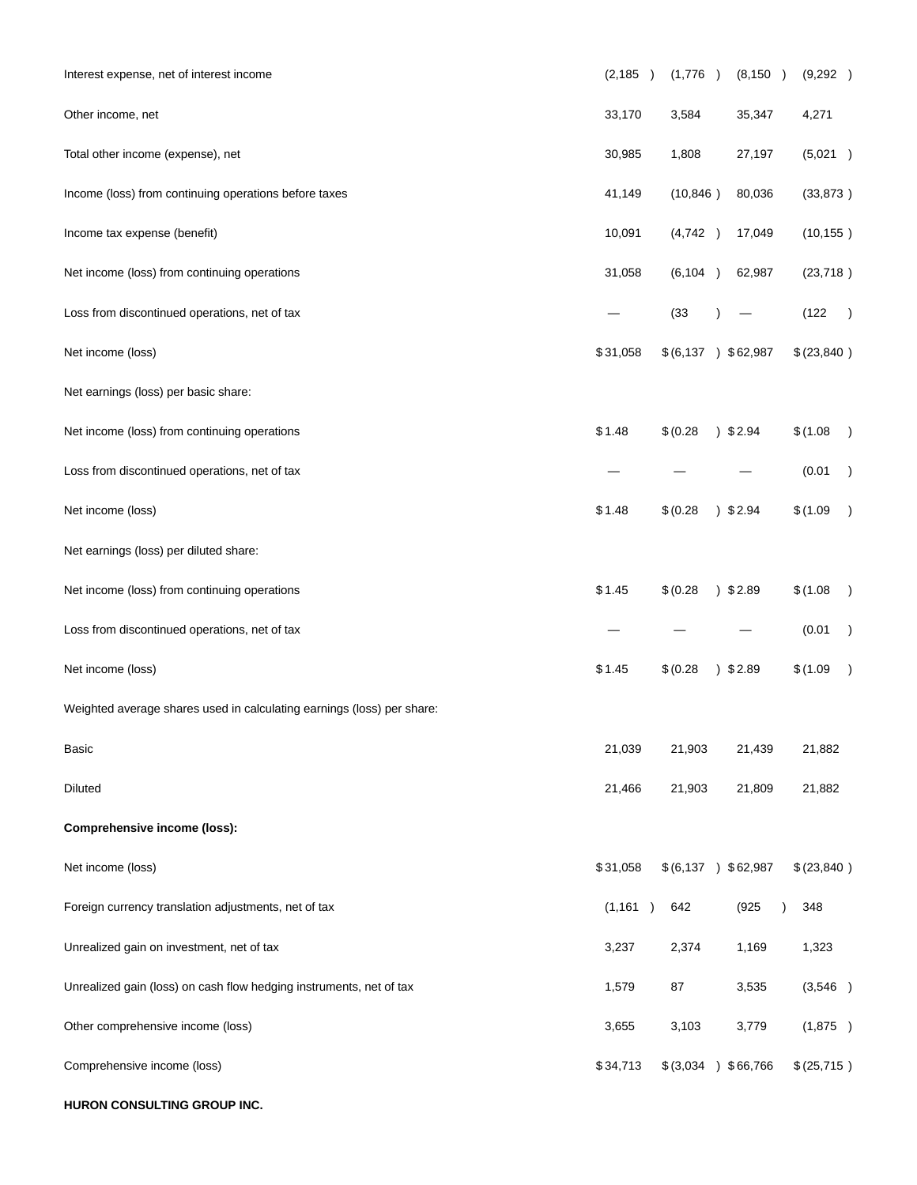| | | | | |
|---|---|---|---|---|
| Interest expense, net of interest income | (2,185 ) | (1,776 ) | (8,150 ) | (9,292 ) |
| Other income, net | 33,170 | 3,584 | 35,347 | 4,271 |
| Total other income (expense), net | 30,985 | 1,808 | 27,197 | (5,021 ) |
| Income (loss) from continuing operations before taxes | 41,149 | (10,846 ) | 80,036 | (33,873 ) |
| Income tax expense (benefit) | 10,091 | (4,742 ) | 17,049 | (10,155 ) |
| Net income (loss) from continuing operations | 31,058 | (6,104 ) | 62,987 | (23,718 ) |
| Loss from discontinued operations, net of tax | — | (33 ) | — | (122 ) |
| Net income (loss) | $ 31,058 | $ (6,137 ) | $ 62,987 | $ (23,840 ) |
| Net earnings (loss) per basic share: | | | | |
| Net income (loss) from continuing operations | $ 1.48 | $ (0.28 ) | $ 2.94 | $ (1.08 ) |
| Loss from discontinued operations, net of tax | — | — | — | (0.01 ) |
| Net income (loss) | $ 1.48 | $ (0.28 ) | $ 2.94 | $ (1.09 ) |
| Net earnings (loss) per diluted share: | | | | |
| Net income (loss) from continuing operations | $ 1.45 | $ (0.28 ) | $ 2.89 | $ (1.08 ) |
| Loss from discontinued operations, net of tax | — | — | — | (0.01 ) |
| Net income (loss) | $ 1.45 | $ (0.28 ) | $ 2.89 | $ (1.09 ) |
| Weighted average shares used in calculating earnings (loss) per share: | | | | |
| Basic | 21,039 | 21,903 | 21,439 | 21,882 |
| Diluted | 21,466 | 21,903 | 21,809 | 21,882 |
| **Comprehensive income (loss):** | | | | |
| Net income (loss) | $ 31,058 | $ (6,137 ) | $ 62,987 | $ (23,840 ) |
| Foreign currency translation adjustments, net of tax | (1,161 ) | 642 | (925 ) | 348 |
| Unrealized gain on investment, net of tax | 3,237 | 2,374 | 1,169 | 1,323 |
| Unrealized gain (loss) on cash flow hedging instruments, net of tax | 1,579 | 87 | 3,535 | (3,546 ) |
| Other comprehensive income (loss) | 3,655 | 3,103 | 3,779 | (1,875 ) |
| Comprehensive income (loss) | $ 34,713 | $ (3,034 ) | $ 66,766 | $ (25,715 ) |

**HURON CONSULTING GROUP INC.**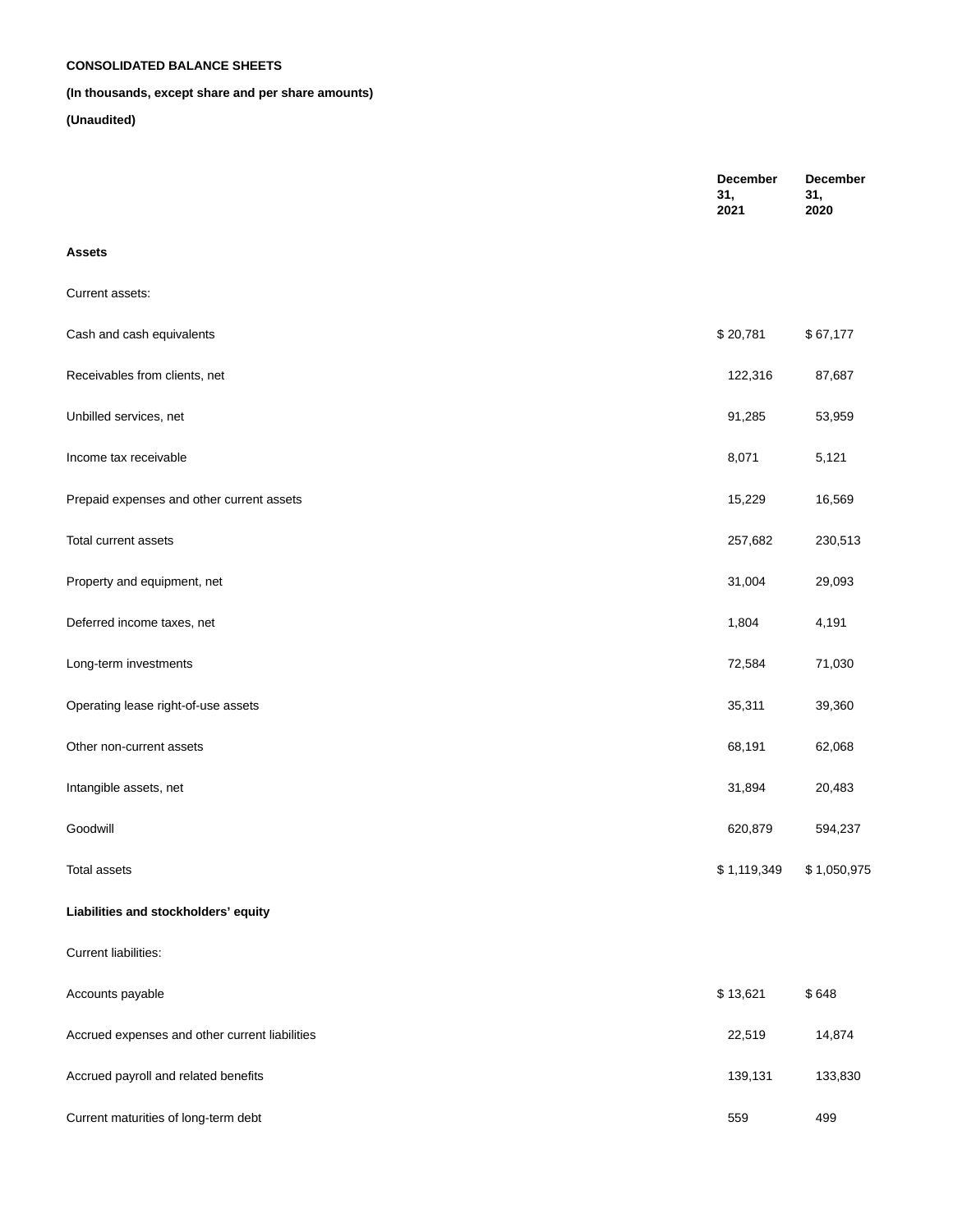**CONSOLIDATED BALANCE SHEETS**

**(In thousands, except share and per share amounts)**

**(Unaudited)**

| | December 31, 2021 | December 31, 2020 |
|---|---|---|
| **Assets** | | |
| Current assets: | | |
| Cash and cash equivalents | $ 20,781 | $ 67,177 |
| Receivables from clients, net | 122,316 | 87,687 |
| Unbilled services, net | 91,285 | 53,959 |
| Income tax receivable | 8,071 | 5,121 |
| Prepaid expenses and other current assets | 15,229 | 16,569 |
| Total current assets | 257,682 | 230,513 |
| Property and equipment, net | 31,004 | 29,093 |
| Deferred income taxes, net | 1,804 | 4,191 |
| Long-term investments | 72,584 | 71,030 |
| Operating lease right-of-use assets | 35,311 | 39,360 |
| Other non-current assets | 68,191 | 62,068 |
| Intangible assets, net | 31,894 | 20,483 |
| Goodwill | 620,879 | 594,237 |
| Total assets | $ 1,119,349 | $ 1,050,975 |
| **Liabilities and stockholders' equity** | | |
| Current liabilities: | | |
| Accounts payable | $ 13,621 | $ 648 |
| Accrued expenses and other current liabilities | 22,519 | 14,874 |
| Accrued payroll and related benefits | 139,131 | 133,830 |
| Current maturities of long-term debt | 559 | 499 |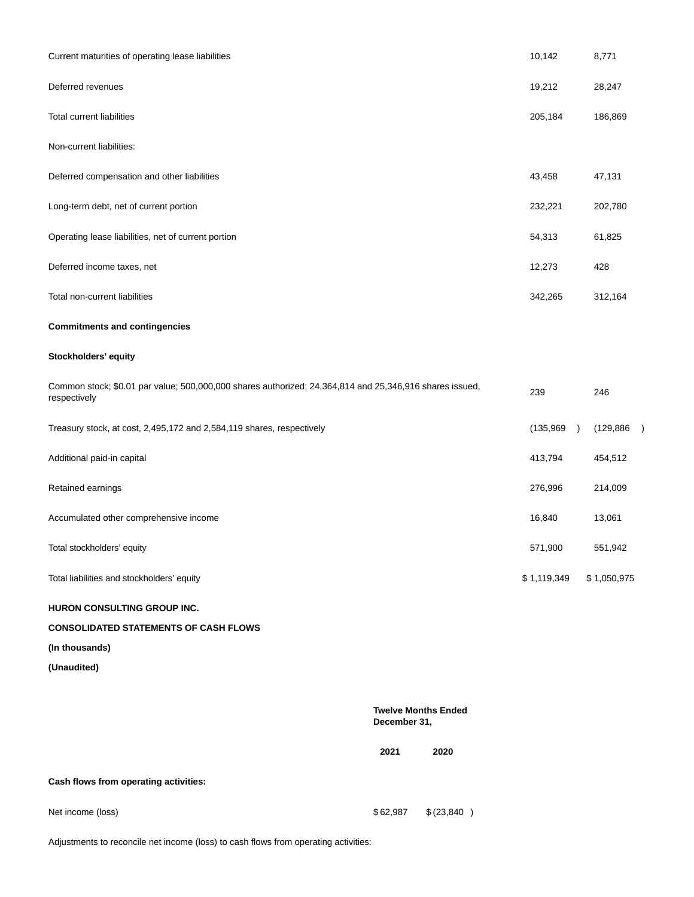| | | |
|---|---|---|
| Current maturities of operating lease liabilities | 10,142 | 8,771 |
| Deferred revenues | 19,212 | 28,247 |
| Total current liabilities | 205,184 | 186,869 |
| Non-current liabilities: | | |
| Deferred compensation and other liabilities | 43,458 | 47,131 |
| Long-term debt, net of current portion | 232,221 | 202,780 |
| Operating lease liabilities, net of current portion | 54,313 | 61,825 |
| Deferred income taxes, net | 12,273 | 428 |
| Total non-current liabilities | 342,265 | 312,164 |
| **Commitments and contingencies** | | |
| **Stockholders' equity** | | |
| Common stock; $0.01 par value; 500,000,000 shares authorized; 24,364,814 and 25,346,916 shares issued, respectively | 239 | 246 |
| Treasury stock, at cost, 2,495,172 and 2,584,119 shares, respectively | (135,969) | (129,886) |
| Additional paid-in capital | 413,794 | 454,512 |
| Retained earnings | 276,996 | 214,009 |
| Accumulated other comprehensive income | 16,840 | 13,061 |
| Total stockholders' equity | 571,900 | 551,942 |
| Total liabilities and stockholders' equity | $ 1,119,349 | $ 1,050,975 |

**HURON CONSULTING GROUP INC.**

**CONSOLIDATED STATEMENTS OF CASH FLOWS**

**(In thousands)**

**(Unaudited)**

| | **Twelve Months Ended December 31,** | |
|---|---|---|
| | **2021** | **2020** |
| **Cash flows from operating activities:** | | |
| Net income (loss) | $ 62,987 | $ (23,840) |
| Adjustments to reconcile net income (loss) to cash flows from operating activities: | | |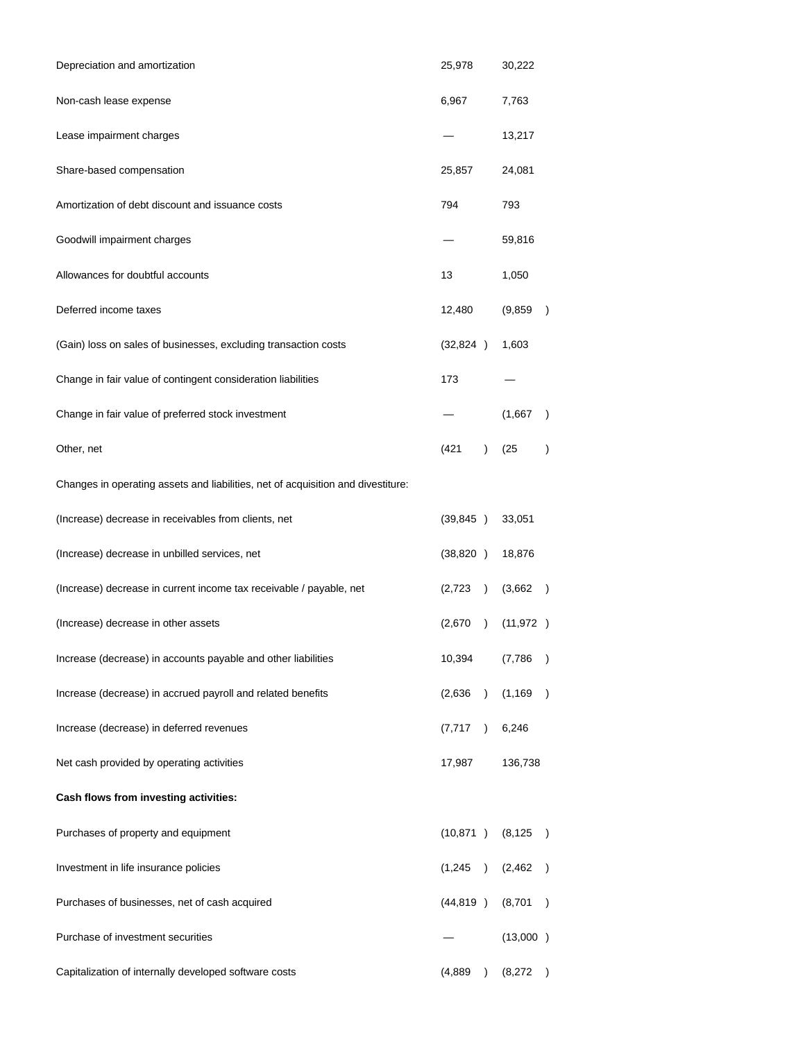| | | |
|---|---|---|
| Depreciation and amortization | 25,978 | 30,222 |
| Non-cash lease expense | 6,967 | 7,763 |
| Lease impairment charges | — | 13,217 |
| Share-based compensation | 25,857 | 24,081 |
| Amortization of debt discount and issuance costs | 794 | 793 |
| Goodwill impairment charges | — | 59,816 |
| Allowances for doubtful accounts | 13 | 1,050 |
| Deferred income taxes | 12,480 | (9,859 ) |
| (Gain) loss on sales of businesses, excluding transaction costs | (32,824 ) | 1,603 |
| Change in fair value of contingent consideration liabilities | 173 | — |
| Change in fair value of preferred stock investment | — | (1,667 ) |
| Other, net | (421 ) | (25 ) |
| Changes in operating assets and liabilities, net of acquisition and divestiture: | | |
| (Increase) decrease in receivables from clients, net | (39,845 ) | 33,051 |
| (Increase) decrease in unbilled services, net | (38,820 ) | 18,876 |
| (Increase) decrease in current income tax receivable / payable, net | (2,723 ) | (3,662 ) |
| (Increase) decrease in other assets | (2,670 ) | (11,972 ) |
| Increase (decrease) in accounts payable and other liabilities | 10,394 | (7,786 ) |
| Increase (decrease) in accrued payroll and related benefits | (2,636 ) | (1,169 ) |
| Increase (decrease) in deferred revenues | (7,717 ) | 6,246 |
| Net cash provided by operating activities | 17,987 | 136,738 |
| **Cash flows from investing activities:** | | |
| Purchases of property and equipment | (10,871 ) | (8,125 ) |
| Investment in life insurance policies | (1,245 ) | (2,462 ) |
| Purchases of businesses, net of cash acquired | (44,819 ) | (8,701 ) |
| Purchase of investment securities | — | (13,000 ) |
| Capitalization of internally developed software costs | (4,889 ) | (8,272 ) |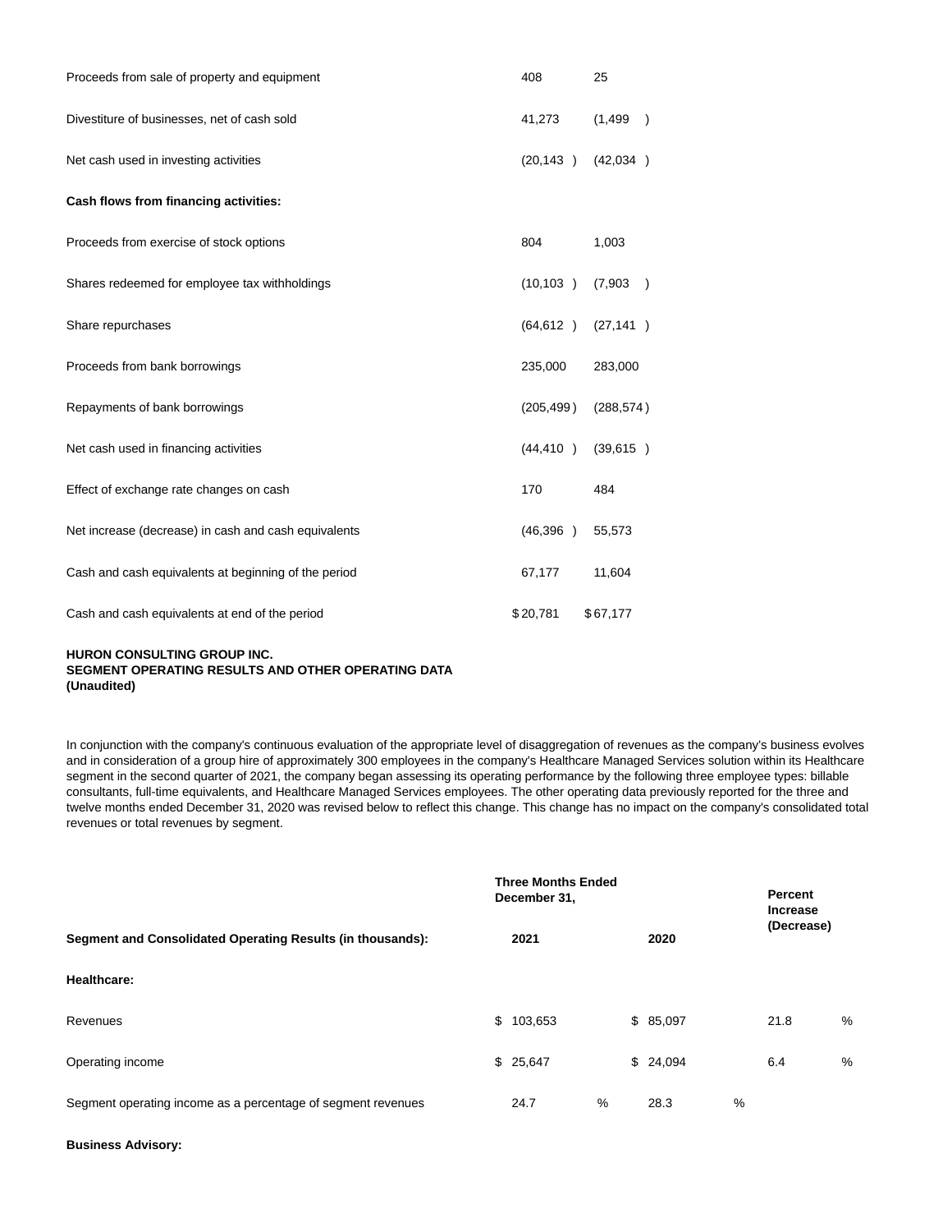| | | |
|---|---|---|
| Proceeds from sale of property and equipment | 408 | 25 |
| Divestiture of businesses, net of cash sold | 41,273 | (1,499 ) |
| Net cash used in investing activities | (20,143 ) | (42,034 ) |
| **Cash flows from financing activities:** | | |
| Proceeds from exercise of stock options | 804 | 1,003 |
| Shares redeemed for employee tax withholdings | (10,103 ) | (7,903 ) |
| Share repurchases | (64,612 ) | (27,141 ) |
| Proceeds from bank borrowings | 235,000 | 283,000 |
| Repayments of bank borrowings | (205,499 ) | (288,574 ) |
| Net cash used in financing activities | (44,410 ) | (39,615 ) |
| Effect of exchange rate changes on cash | 170 | 484 |
| Net increase (decrease) in cash and cash equivalents | (46,396 ) | 55,573 |
| Cash and cash equivalents at beginning of the period | 67,177 | 11,604 |
| Cash and cash equivalents at end of the period | $ 20,781 | $ 67,177 |

**HURON CONSULTING GROUP INC.**
**SEGMENT OPERATING RESULTS AND OTHER OPERATING DATA**
**(Unaudited)**

In conjunction with the company's continuous evaluation of the appropriate level of disaggregation of revenues as the company's business evolves and in consideration of a group hire of approximately 300 employees in the company's Healthcare Managed Services solution within its Healthcare segment in the second quarter of 2021, the company began assessing its operating performance by the following three employee types: billable consultants, full-time equivalents, and Healthcare Managed Services employees. The other operating data previously reported for the three and twelve months ended December 31, 2020 was revised below to reflect this change. This change has no impact on the company's consolidated total revenues or total revenues by segment.

| | **Three Months Ended December 31,** | | **Percent Increase (Decrease)** |
|---|---|---|---|
| **Segment and Consolidated Operating Results (in thousands):** | **2021** | **2020** | |
| **Healthcare:** | | | |
| Revenues | $ 103,653 | $ 85,097 | 21.8 % |
| Operating income | $ 25,647 | $ 24,094 | 6.4 % |
| Segment operating income as a percentage of segment revenues | 24.7 % | 28.3 % | |
| **Business Advisory:** | | | |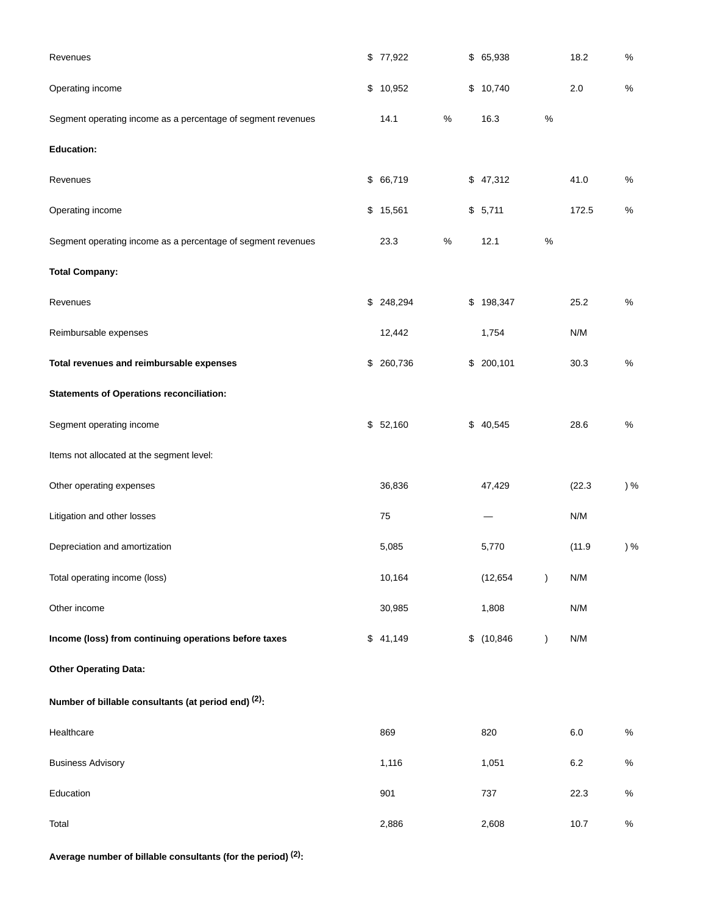| | | | |
|---|---|---|---|
| Revenues | $ 77,922 | $ 65,938 | 18.2 % |
| Operating income | $ 10,952 | $ 10,740 | 2.0 % |
| Segment operating income as a percentage of segment revenues | 14.1 % | 16.3 % | |
| **Education:** | | | |
| Revenues | $ 66,719 | $ 47,312 | 41.0 % |
| Operating income | $ 15,561 | $ 5,711 | 172.5 % |
| Segment operating income as a percentage of segment revenues | 23.3 % | 12.1 % | |
| **Total Company:** | | | |
| Revenues | $ 248,294 | $ 198,347 | 25.2 % |
| Reimbursable expenses | 12,442 | 1,754 | N/M |
| **Total revenues and reimbursable expenses** | $ 260,736 | $ 200,101 | 30.3 % |
| **Statements of Operations reconciliation:** | | | |
| Segment operating income | $ 52,160 | $ 40,545 | 28.6 % |
| Items not allocated at the segment level: | | | |
| Other operating expenses | 36,836 | 47,429 | (22.3 ) % |
| Litigation and other losses | 75 | — | N/M |
| Depreciation and amortization | 5,085 | 5,770 | (11.9 ) % |
| Total operating income (loss) | 10,164 | (12,654 ) | N/M |
| Other income | 30,985 | 1,808 | N/M |
| **Income (loss) from continuing operations before taxes** | $ 41,149 | $ (10,846 ) | N/M |
| **Other Operating Data:** | | | |
| **Number of billable consultants (at period end) [(2)]:** | | | |
| Healthcare | 869 | 820 | 6.0 % |
| Business Advisory | 1,116 | 1,051 | 6.2 % |
| Education | 901 | 737 | 22.3 % |
| Total | 2,886 | 2,608 | 10.7 % |
| **Average number of billable consultants (for the period) [(2)]:** | | | |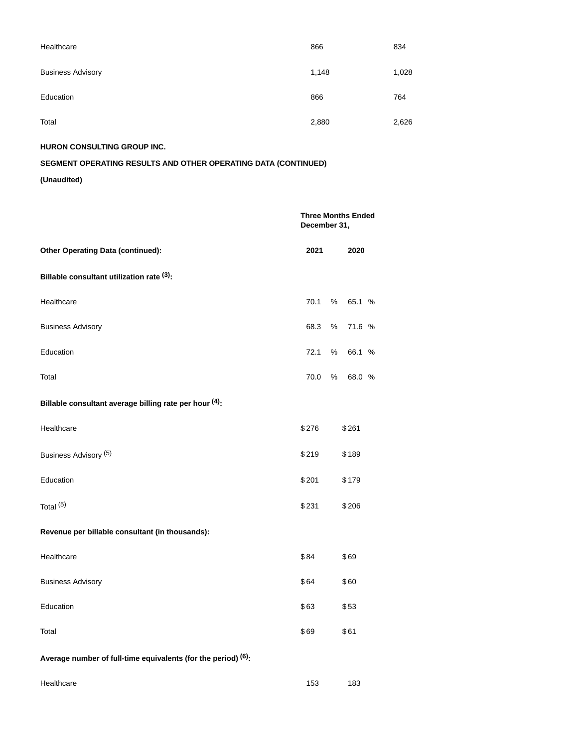| | | |
|---|---|---|
| Healthcare | 866 | 834 |
| Business Advisory | 1,148 | 1,028 |
| Education | 866 | 764 |
| Total | 2,880 | 2,626 |

**HURON CONSULTING GROUP INC.**

**SEGMENT OPERATING RESULTS AND OTHER OPERATING DATA (CONTINUED)**

**(Unaudited)**

| | Three Months Ended December 31, | |
|---|---|---|
| **Other Operating Data (continued):** | **2021** | **2020** |
| **Billable consultant utilization rate (3):** | | |
| Healthcare | 70.1 % | 65.1 % |
| Business Advisory | 68.3 % | 71.6 % |
| Education | 72.1 % | 66.1 % |
| Total | 70.0 % | 68.0 % |
| **Billable consultant average billing rate per hour (4):** | | |
| Healthcare | $ 276 | $ 261 |
| Business Advisory (5) | $ 219 | $ 189 |
| Education | $ 201 | $ 179 |
| Total (5) | $ 231 | $ 206 |
| **Revenue per billable consultant (in thousands):** | | |
| Healthcare | $ 84 | $ 69 |
| Business Advisory | $ 64 | $ 60 |
| Education | $ 63 | $ 53 |
| Total | $ 69 | $ 61 |
| **Average number of full-time equivalents (for the period) (6):** | | |
| Healthcare | 153 | 183 |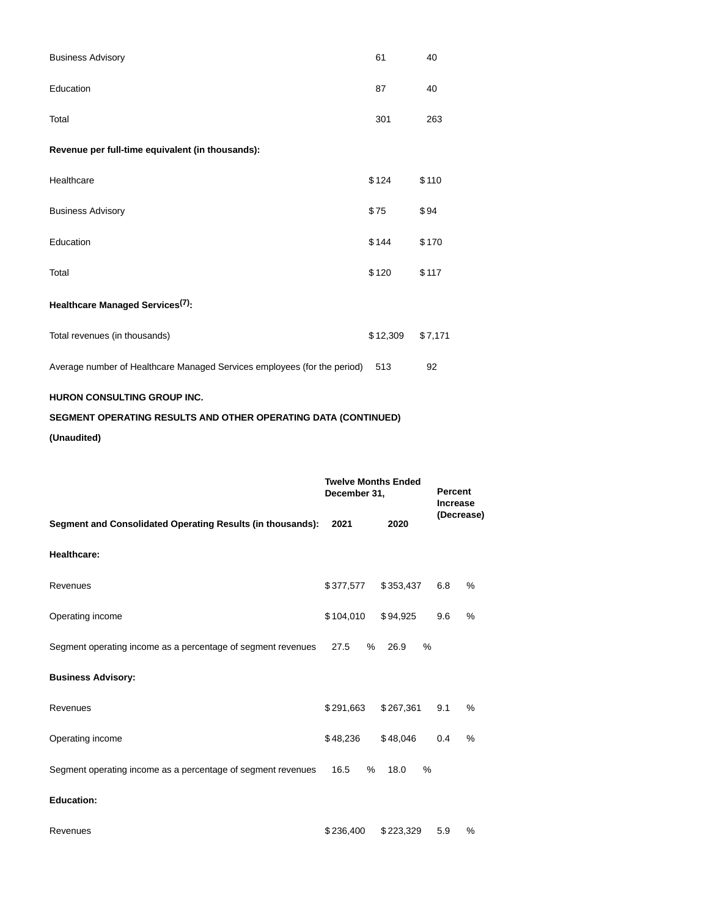| | | |
|---|---|---|
| Business Advisory | 61 | 40 |
| Education | 87 | 40 |
| Total | 301 | 263 |
| **Revenue per full-time equivalent (in thousands):** | | |
| Healthcare | $124 | $110 |
| Business Advisory | $75 | $94 |
| Education | $144 | $170 |
| Total | $120 | $117 |
| **Healthcare Managed Services[7]:** | | |
| Total revenues (in thousands) | $12,309 | $7,171 |
| Average number of Healthcare Managed Services employees (for the period) | 513 | 92 |

**HURON CONSULTING GROUP INC.**

**SEGMENT OPERATING RESULTS AND OTHER OPERATING DATA (CONTINUED)**

**(Unaudited)**

| **Segment and Consolidated Operating Results (in thousands):** | **Twelve Months Ended December 31,** | | **Percent Increase (Decrease)** |
|---|---|---|---|
| | **2021** | **2020** | |
| **Healthcare:** | | | |
| Revenues | $377,577 | $353,437 | 6.8 % |
| Operating income | $104,010 | $94,925 | 9.6 % |
| Segment operating income as a percentage of segment revenues | 27.5 % | 26.9 % | |
| **Business Advisory:** | | | |
| Revenues | $291,663 | $267,361 | 9.1 % |
| Operating income | $48,236 | $48,046 | 0.4 % |
| Segment operating income as a percentage of segment revenues | 16.5 % | 18.0 % | |
| **Education:** | | | |
| Revenues | $236,400 | $223,329 | 5.9 % |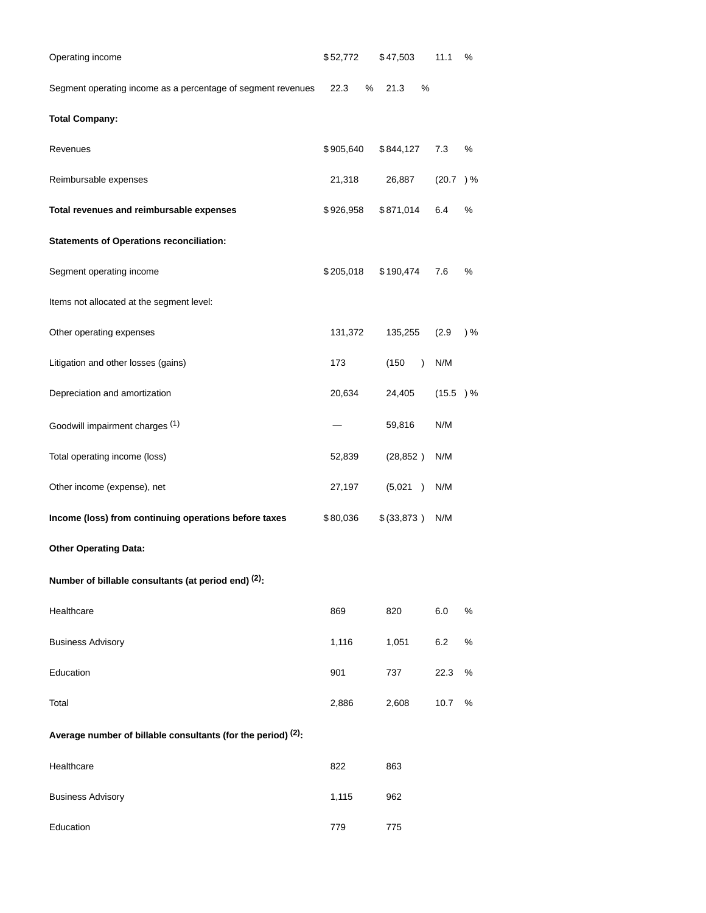| | | | |
|---|---|---|---|
| Operating income | $52,772 | $47,503 | 11.1 % |
| Segment operating income as a percentage of segment revenues | 22.3 % | 21.3 % | |
| **Total Company:** | | | |
| Revenues | $905,640 | $844,127 | 7.3 % |
| Reimbursable expenses | 21,318 | 26,887 | (20.7 )% |
| **Total revenues and reimbursable expenses** | $926,958 | $871,014 | 6.4 % |
| **Statements of Operations reconciliation:** | | | |
| Segment operating income | $205,018 | $190,474 | 7.6 % |
| Items not allocated at the segment level: | | | |
| Other operating expenses | 131,372 | 135,255 | (2.9 )% |
| Litigation and other losses (gains) | 173 | (150 ) | N/M |
| Depreciation and amortization | 20,634 | 24,405 | (15.5 )% |
| Goodwill impairment charges [(1)] | — | 59,816 | N/M |
| Total operating income (loss) | 52,839 | (28,852 ) | N/M |
| Other income (expense), net | 27,197 | (5,021 ) | N/M |
| **Income (loss) from continuing operations before taxes** | $80,036 | $(33,873 ) | N/M |
| **Other Operating Data:** | | | |
| **Number of billable consultants (at period end) [(2)]:** | | | |
| Healthcare | 869 | 820 | 6.0 % |
| Business Advisory | 1,116 | 1,051 | 6.2 % |
| Education | 901 | 737 | 22.3 % |
| Total | 2,886 | 2,608 | 10.7 % |
| **Average number of billable consultants (for the period) [(2)]:** | | | |
| Healthcare | 822 | 863 | |
| Business Advisory | 1,115 | 962 | |
| Education | 779 | 775 | |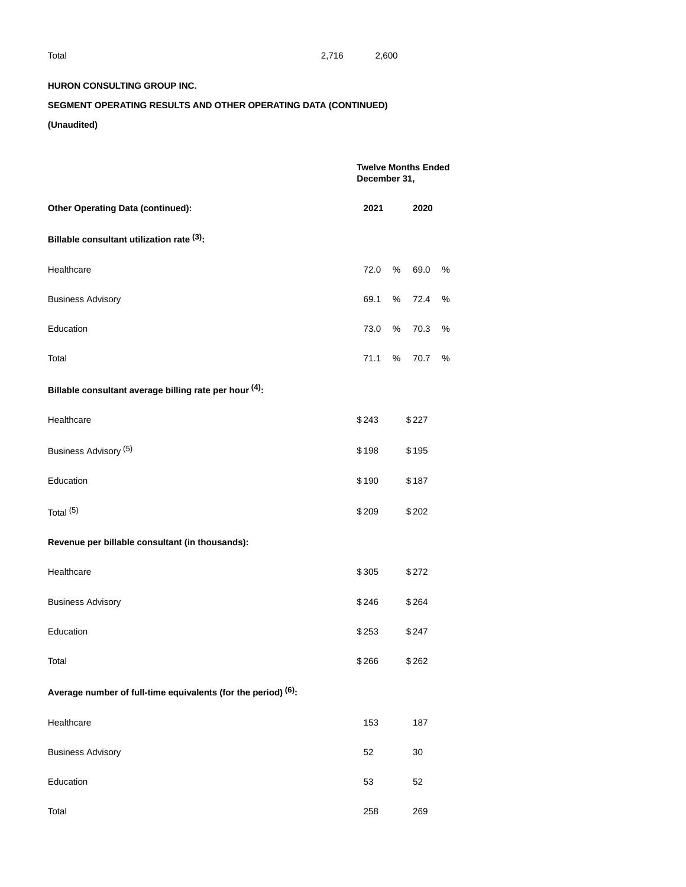| Total | 2,716 | 2,600 |
|---|---|---|

**HURON CONSULTING GROUP INC.**

**SEGMENT OPERATING RESULTS AND OTHER OPERATING DATA (CONTINUED)**

**(Unaudited)**

| | **Twelve Months Ended December 31,** | |
|---|---|---|
| **Other Operating Data (continued):** | **2021** | **2020** |
| **Billable consultant utilization rate [(3)]:** | | |
| Healthcare | 72.0 % | 69.0 % |
| Business Advisory | 69.1 % | 72.4 % |
| Education | 73.0 % | 70.3 % |
| Total | 71.1 % | 70.7 % |
| **Billable consultant average billing rate per hour [(4)]:** | | |
| Healthcare | $ 243 | $ 227 |
| Business Advisory [(5)] | $ 198 | $ 195 |
| Education | $ 190 | $ 187 |
| Total [(5)] | $ 209 | $ 202 |
| **Revenue per billable consultant (in thousands):** | | |
| Healthcare | $ 305 | $ 272 |
| Business Advisory | $ 246 | $ 264 |
| Education | $ 253 | $ 247 |
| Total | $ 266 | $ 262 |
| **Average number of full-time equivalents (for the period) [(6)]:** | | |
| Healthcare | 153 | 187 |
| Business Advisory | 52 | 30 |
| Education | 53 | 52 |
| Total | 258 | 269 |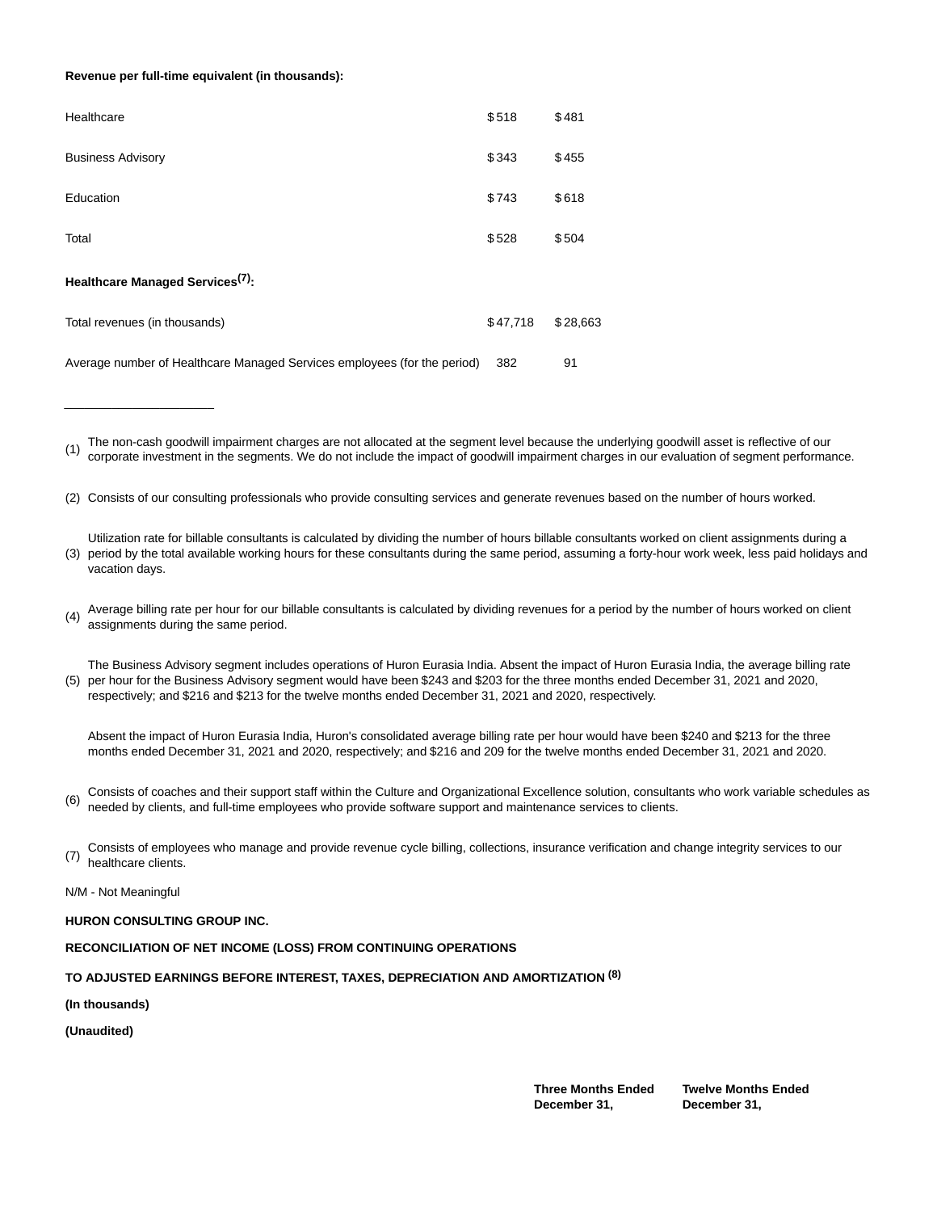| | | |
|---|---|---|
| **Revenue per full-time equivalent (in thousands):** | | |
| Healthcare | $518 | $481 |
| Business Advisory | $343 | $455 |
| Education | $743 | $618 |
| Total | $528 | $504 |
| **Healthcare Managed Services[(7)]:** | | |
| Total revenues (in thousands) | $47,718 | $28,663 |
| Average number of Healthcare Managed Services employees (for the period) | 382 | 91 |

---

(1) The non-cash goodwill impairment charges are not allocated at the segment level because the underlying goodwill asset is reflective of our corporate investment in the segments. We do not include the impact of goodwill impairment charges in our evaluation of segment performance.

(2) Consists of our consulting professionals who provide consulting services and generate revenues based on the number of hours worked.

(3) Utilization rate for billable consultants is calculated by dividing the number of hours billable consultants worked on client assignments during a period by the total available working hours for these consultants during the same period, assuming a forty-hour work week, less paid holidays and vacation days.

(4) Average billing rate per hour for our billable consultants is calculated by dividing revenues for a period by the number of hours worked on client assignments during the same period.

(5) The Business Advisory segment includes operations of Huron Eurasia India. Absent the impact of Huron Eurasia India, the average billing rate per hour for the Business Advisory segment would have been $243 and $203 for the three months ended December 31, 2021 and 2020, respectively; and $216 and $213 for the twelve months ended December 31, 2021 and 2020, respectively.

Absent the impact of Huron Eurasia India, Huron's consolidated average billing rate per hour would have been $240 and $213 for the three months ended December 31, 2021 and 2020, respectively; and $216 and 209 for the twelve months ended December 31, 2021 and 2020.

(6) Consists of coaches and their support staff within the Culture and Organizational Excellence solution, consultants who work variable schedules as needed by clients, and full-time employees who provide software support and maintenance services to clients.

(7) Consists of employees who manage and provide revenue cycle billing, collections, insurance verification and change integrity services to our healthcare clients.

N/M - Not Meaningful

**HURON CONSULTING GROUP INC.**

**RECONCILIATION OF NET INCOME (LOSS) FROM CONTINUING OPERATIONS**

**TO ADJUSTED EARNINGS BEFORE INTEREST, TAXES, DEPRECIATION AND AMORTIZATION [(8)]**

**(In thousands)**

**(Unaudited)**

| | **Three Months Ended December 31,** | **Twelve Months Ended December 31,** |
|---|---|---|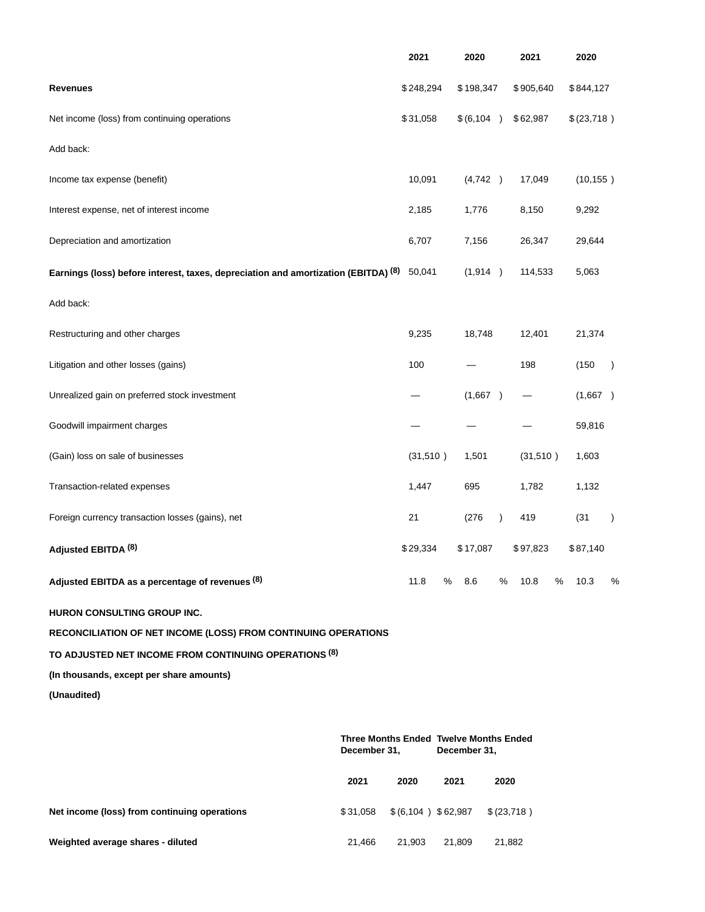| | 2021 | 2020 | 2021 | 2020 |
|---|---|---|---|---|
| **Revenues** | $248,294 | $198,347 | $905,640 | $844,127 |
| Net income (loss) from continuing operations | $31,058 | $(6,104) | $62,987 | $(23,718) |
| Add back: | | | | |
| Income tax expense (benefit) | 10,091 | (4,742) | 17,049 | (10,155) |
| Interest expense, net of interest income | 2,185 | 1,776 | 8,150 | 9,292 |
| Depreciation and amortization | 6,707 | 7,156 | 26,347 | 29,644 |
| **Earnings (loss) before interest, taxes, depreciation and amortization (EBITDA) (8)** | 50,041 | (1,914) | 114,533 | 5,063 |
| Add back: | | | | |
| Restructuring and other charges | 9,235 | 18,748 | 12,401 | 21,374 |
| Litigation and other losses (gains) | 100 | — | 198 | (150) |
| Unrealized gain on preferred stock investment | — | (1,667) | — | (1,667) |
| Goodwill impairment charges | — | — | — | 59,816 |
| (Gain) loss on sale of businesses | (31,510) | 1,501 | (31,510) | 1,603 |
| Transaction-related expenses | 1,447 | 695 | 1,782 | 1,132 |
| Foreign currency transaction losses (gains), net | 21 | (276) | 419 | (31) |
| **Adjusted EBITDA (8)** | $29,334 | $17,087 | $97,823 | $87,140 |
| **Adjusted EBITDA as a percentage of revenues (8)** | 11.8 % | 8.6 % | 10.8 % | 10.3 % |

**HURON CONSULTING GROUP INC.**

**RECONCILIATION OF NET INCOME (LOSS) FROM CONTINUING OPERATIONS**

**TO ADJUSTED NET INCOME FROM CONTINUING OPERATIONS (8)**

**(In thousands, except per share amounts)**

**(Unaudited)**

| | Three Months Ended December 31, | | Twelve Months Ended December 31, | |
|---|---|---|---|---|
| | **2021** | **2020** | **2021** | **2020** |
| **Net income (loss) from continuing operations** | $31,058 | $(6,104) | $62,987 | $(23,718) |
| **Weighted average shares - diluted** | 21,466 | 21,903 | 21,809 | 21,882 |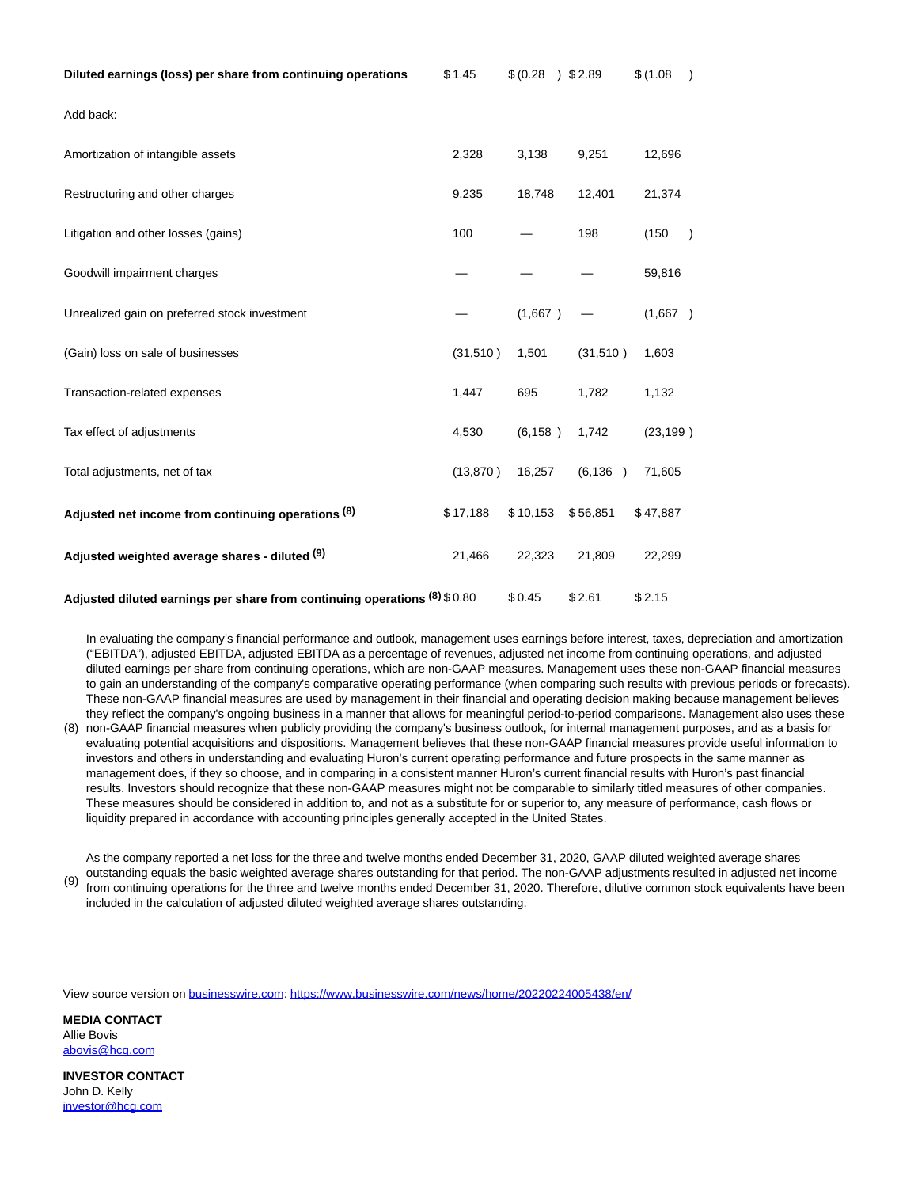| | | | | |
|---|---|---|---|---|
| **Diluted earnings (loss) per share from continuing operations** | $ 1.45 | $ (0.28 ) | $ 2.89 | $ (1.08 ) |
| Add back: | | | | |
| Amortization of intangible assets | 2,328 | 3,138 | 9,251 | 12,696 |
| Restructuring and other charges | 9,235 | 18,748 | 12,401 | 21,374 |
| Litigation and other losses (gains) | 100 | — | 198 | (150 ) |
| Goodwill impairment charges | — | — | — | 59,816 |
| Unrealized gain on preferred stock investment | — | (1,667 ) | — | (1,667 ) |
| (Gain) loss on sale of businesses | (31,510 ) | 1,501 | (31,510 ) | 1,603 |
| Transaction-related expenses | 1,447 | 695 | 1,782 | 1,132 |
| Tax effect of adjustments | 4,530 | (6,158 ) | 1,742 | (23,199 ) |
| Total adjustments, net of tax | (13,870 ) | 16,257 | (6,136 ) | 71,605 |
| **Adjusted net income from continuing operations (8)** | $ 17,188 | $ 10,153 | $ 56,851 | $ 47,887 |
| **Adjusted weighted average shares - diluted (9)** | 21,466 | 22,323 | 21,809 | 22,299 |
| **Adjusted diluted earnings per share from continuing operations (8)** | $ 0.80 | $ 0.45 | $ 2.61 | $ 2.15 |

(8) In evaluating the company's financial performance and outlook, management uses earnings before interest, taxes, depreciation and amortization ("EBITDA"), adjusted EBITDA, adjusted EBITDA as a percentage of revenues, adjusted net income from continuing operations, and adjusted diluted earnings per share from continuing operations, which are non-GAAP measures. Management uses these non-GAAP financial measures to gain an understanding of the company's comparative operating performance (when comparing such results with previous periods or forecasts). These non-GAAP financial measures are used by management in their financial and operating decision making because management believes they reflect the company's ongoing business in a manner that allows for meaningful period-to-period comparisons. Management also uses these non-GAAP financial measures when publicly providing the company's business outlook, for internal management purposes, and as a basis for evaluating potential acquisitions and dispositions. Management believes that these non-GAAP financial measures provide useful information to investors and others in understanding and evaluating Huron's current operating performance and future prospects in the same manner as management does, if they so choose, and in comparing in a consistent manner Huron's current financial results with Huron's past financial results. Investors should recognize that these non-GAAP measures might not be comparable to similarly titled measures of other companies. These measures should be considered in addition to, and not as a substitute for or superior to, any measure of performance, cash flows or liquidity prepared in accordance with accounting principles generally accepted in the United States.

(9) As the company reported a net loss for the three and twelve months ended December 31, 2020, GAAP diluted weighted average shares outstanding equals the basic weighted average shares outstanding for that period. The non-GAAP adjustments resulted in adjusted net income from continuing operations for the three and twelve months ended December 31, 2020. Therefore, dilutive common stock equivalents have been included in the calculation of adjusted diluted weighted average shares outstanding.

View source version on businesswire.com: https://www.businesswire.com/news/home/20220224005438/en/

**MEDIA CONTACT**
Allie Bovis
abovis@hcg.com

**INVESTOR CONTACT**
John D. Kelly
investor@hcg.com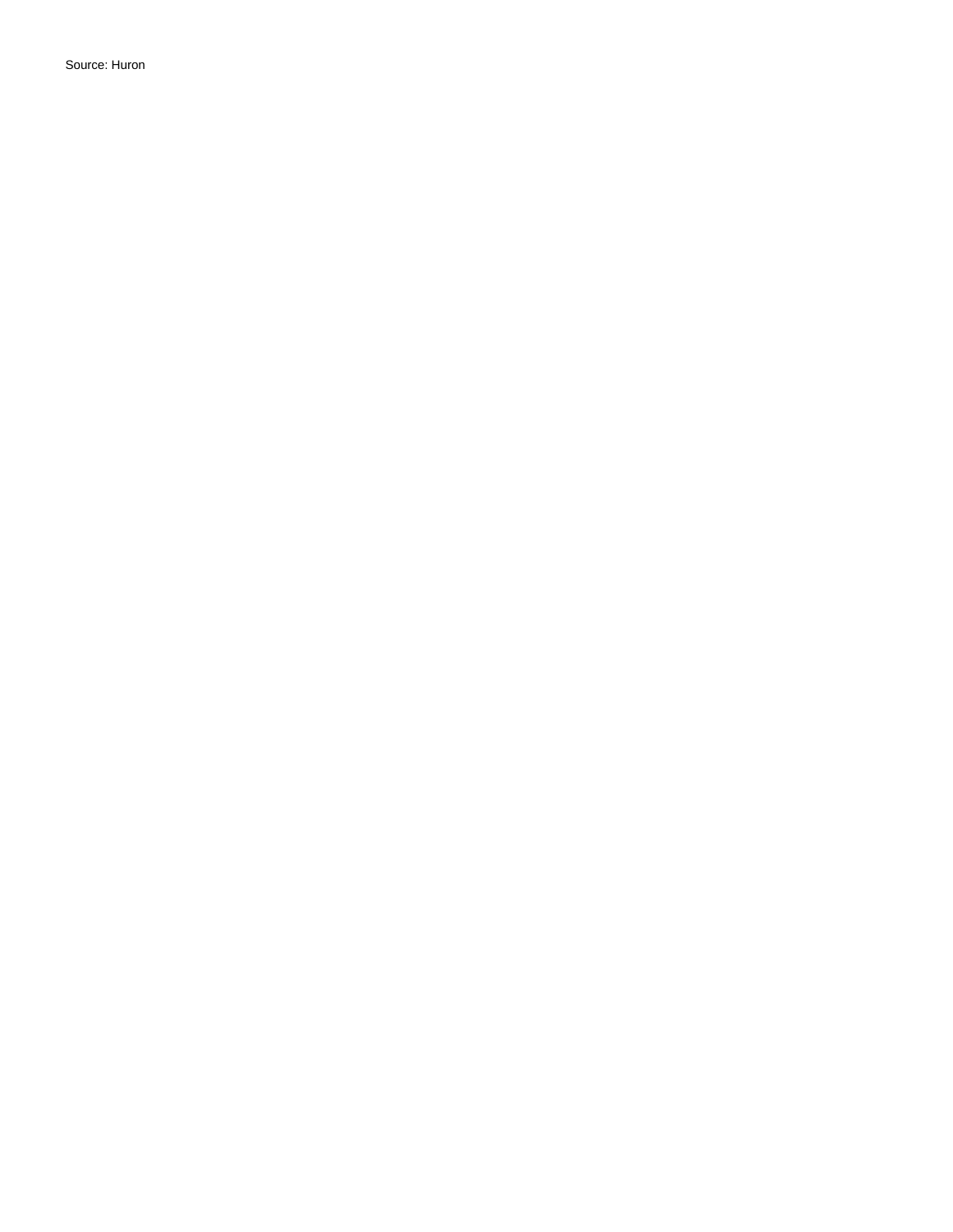Source: Huron